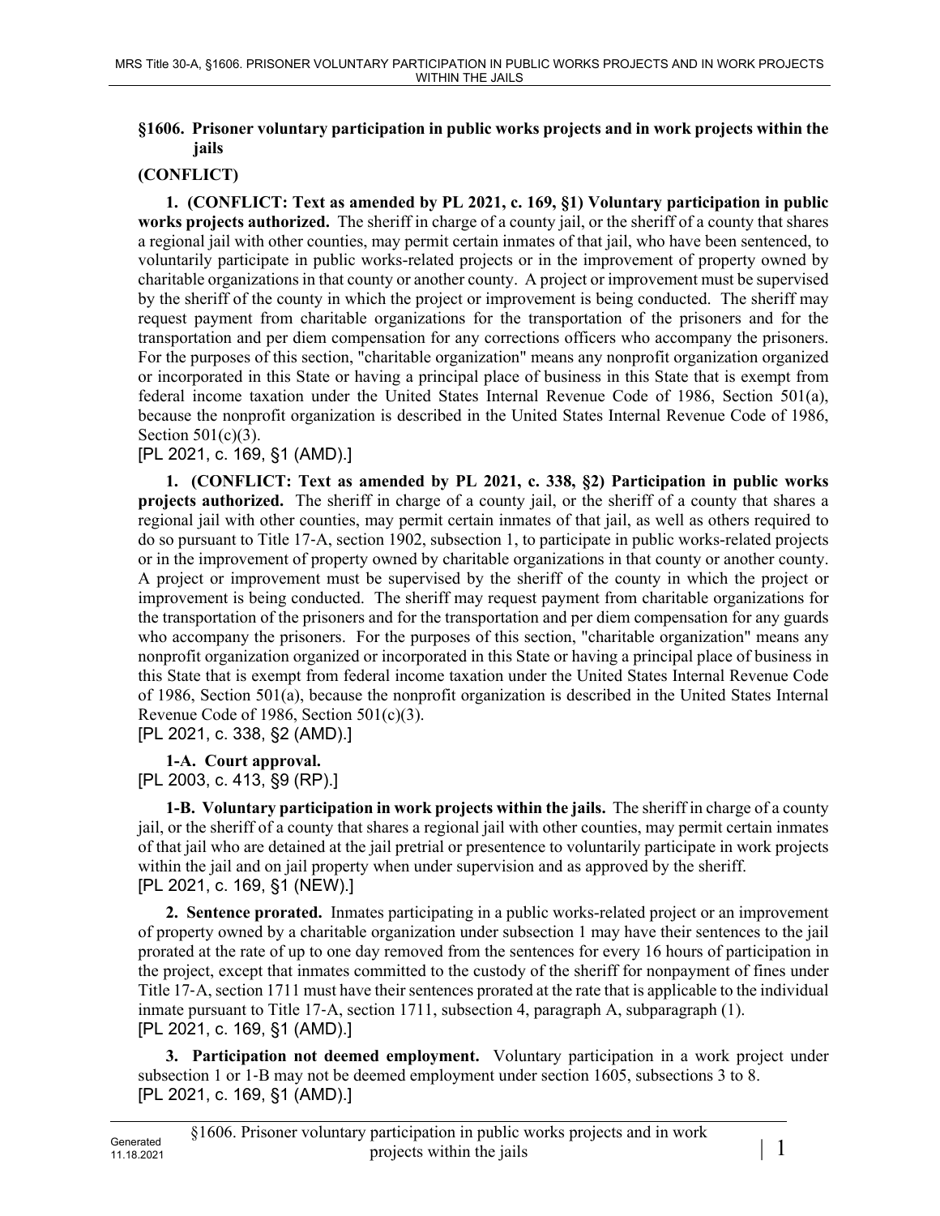## §1606. Prisoner voluntary participation in public works projects and in work projects within the jails

**(CONFLICT)**

**1. (CONFLICT: Text as amended by PL 2021, c. 169, §1) Voluntary participation in public works projects authorized.** The sheriff in charge of a county jail, or the sheriff of a county that shares a regional jail with other counties, may permit certain inmates of that jail, who have been sentenced, to voluntarily participate in public works-related projects or in the improvement of property owned by charitable organizations in that county or another county. A project or improvement must be supervised by the sheriff of the county in which the project or improvement is being conducted. The sheriff may request payment from charitable organizations for the transportation of the prisoners and for the transportation and per diem compensation for any corrections officers who accompany the prisoners. For the purposes of this section, "charitable organization" means any nonprofit organization organized or incorporated in this State or having a principal place of business in this State that is exempt from federal income taxation under the United States Internal Revenue Code of 1986, Section 501(a), because the nonprofit organization is described in the United States Internal Revenue Code of 1986, Section 501(c)(3).

[PL 2021, c. 169, §1 (AMD).]

**1. (CONFLICT: Text as amended by PL 2021, c. 338, §2) Participation in public works projects authorized.** The sheriff in charge of a county jail, or the sheriff of a county that shares a regional jail with other counties, may permit certain inmates of that jail, as well as others required to do so pursuant to Title 17-A, section 1902, subsection 1, to participate in public works-related projects or in the improvement of property owned by charitable organizations in that county or another county. A project or improvement must be supervised by the sheriff of the county in which the project or improvement is being conducted. The sheriff may request payment from charitable organizations for the transportation of the prisoners and for the transportation and per diem compensation for any guards who accompany the prisoners. For the purposes of this section, "charitable organization" means any nonprofit organization organized or incorporated in this State or having a principal place of business in this State that is exempt from federal income taxation under the United States Internal Revenue Code of 1986, Section 501(a), because the nonprofit organization is described in the United States Internal Revenue Code of 1986, Section 501(c)(3).

[PL 2021, c. 338, §2 (AMD).]

**1-A. Court approval.**

[PL 2003, c. 413, §9 (RP).]

**1-B. Voluntary participation in work projects within the jails.** The sheriff in charge of a county jail, or the sheriff of a county that shares a regional jail with other counties, may permit certain inmates of that jail who are detained at the jail pretrial or presentence to voluntarily participate in work projects within the jail and on jail property when under supervision and as approved by the sheriff.

[PL 2021, c. 169, §1 (NEW).]

**2. Sentence prorated.** Inmates participating in a public works-related project or an improvement of property owned by a charitable organization under subsection 1 may have their sentences to the jail prorated at the rate of up to one day removed from the sentences for every 16 hours of participation in the project, except that inmates committed to the custody of the sheriff for nonpayment of fines under Title 17-A, section 1711 must have their sentences prorated at the rate that is applicable to the individual inmate pursuant to Title 17-A, section 1711, subsection 4, paragraph A, subparagraph (1).

[PL 2021, c. 169, §1 (AMD).]

**3. Participation not deemed employment.** Voluntary participation in a work project under subsection 1 or 1-B may not be deemed employment under section 1605, subsections 3 to 8.

[PL 2021, c. 169, §1 (AMD).]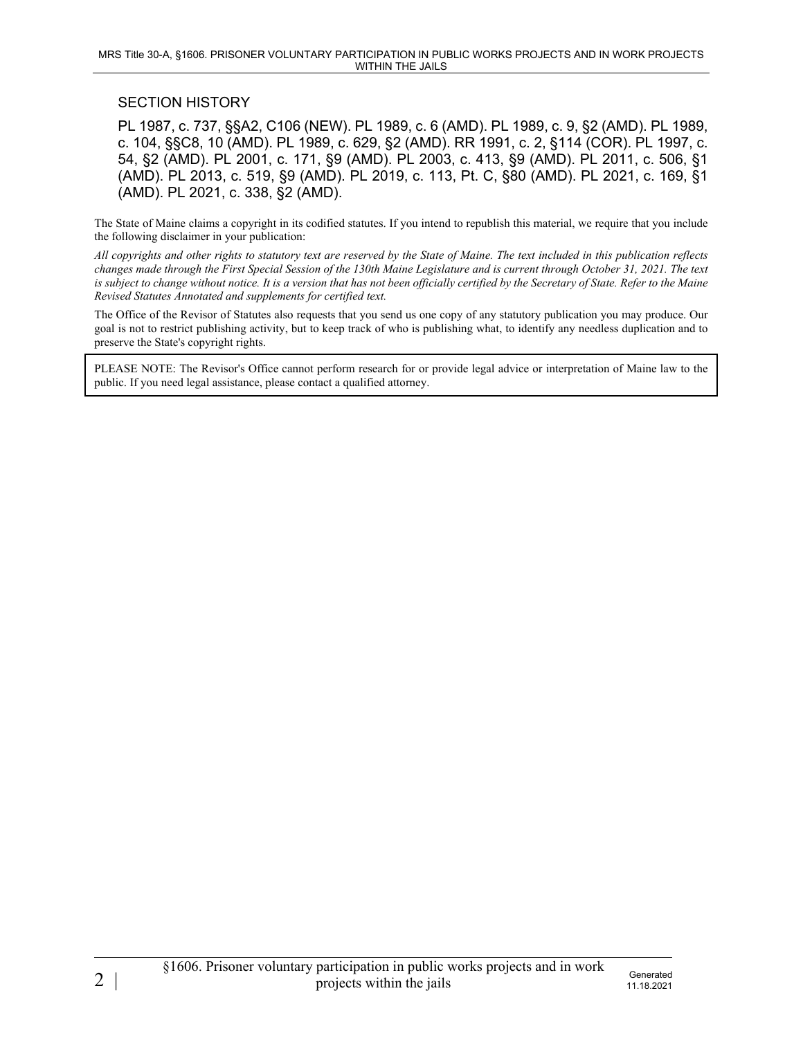## SECTION HISTORY

PL 1987, c. 737, §§A2, C106 (NEW). PL 1989, c. 6 (AMD). PL 1989, c. 9, §2 (AMD). PL 1989, c. 104, §§C8, 10 (AMD). PL 1989, c. 629, §2 (AMD). RR 1991, c. 2, §114 (COR). PL 1997, c. 54, §2 (AMD). PL 2001, c. 171, §9 (AMD). PL 2003, c. 413, §9 (AMD). PL 2011, c. 506, §1 (AMD). PL 2013, c. 519, §9 (AMD). PL 2019, c. 113, Pt. C, §80 (AMD). PL 2021, c. 169, §1 (AMD). PL 2021, c. 338, §2 (AMD).

The State of Maine claims a copyright in its codified statutes. If you intend to republish this material, we require that you include the following disclaimer in your publication:

*All copyrights and other rights to statutory text are reserved by the State of Maine. The text included in this publication reflects changes made through the First Special Session of the 130th Maine Legislature and is current through October 31, 2021. The text is subject to change without notice. It is a version that has not been officially certified by the Secretary of State. Refer to the Maine Revised Statutes Annotated and supplements for certified text.*

The Office of the Revisor of Statutes also requests that you send us one copy of any statutory publication you may produce. Our goal is not to restrict publishing activity, but to keep track of who is publishing what, to identify any needless duplication and to preserve the State's copyright rights.

PLEASE NOTE: The Revisor's Office cannot perform research for or provide legal advice or interpretation of Maine law to the public. If you need legal assistance, please contact a qualified attorney.